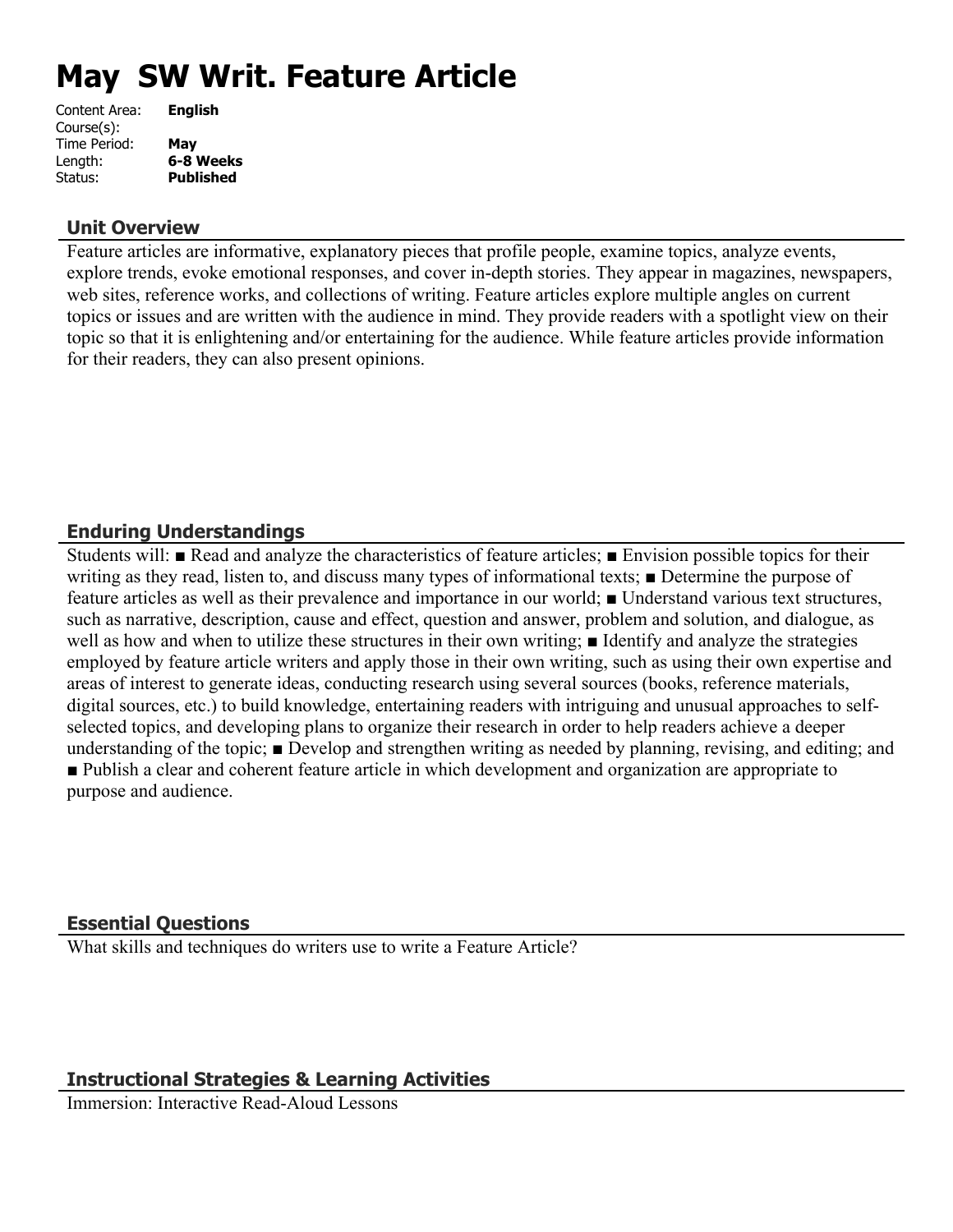# May SW Writ. Feature Article

| | |
|---|---|
| Content Area: | **English** |
| Course(s): | |
| Time Period: | **May** |
| Length: | **6-8 Weeks** |
| Status: | **Published** |

## Unit Overview

Feature articles are informative, explanatory pieces that profile people, examine topics, analyze events, explore trends, evoke emotional responses, and cover in-depth stories. They appear in magazines, newspapers, web sites, reference works, and collections of writing. Feature articles explore multiple angles on current topics or issues and are written with the audience in mind. They provide readers with a spotlight view on their topic so that it is enlightening and/or entertaining for the audience. While feature articles provide information for their readers, they can also present opinions.

## Enduring Understandings

Students will: ■ Read and analyze the characteristics of feature articles; ■ Envision possible topics for their writing as they read, listen to, and discuss many types of informational texts; ■ Determine the purpose of feature articles as well as their prevalence and importance in our world; ■ Understand various text structures, such as narrative, description, cause and effect, question and answer, problem and solution, and dialogue, as well as how and when to utilize these structures in their own writing; ■ Identify and analyze the strategies employed by feature article writers and apply those in their own writing, such as using their own expertise and areas of interest to generate ideas, conducting research using several sources (books, reference materials, digital sources, etc.) to build knowledge, entertaining readers with intriguing and unusual approaches to self-selected topics, and developing plans to organize their research in order to help readers achieve a deeper understanding of the topic; ■ Develop and strengthen writing as needed by planning, revising, and editing; and ■ Publish a clear and coherent feature article in which development and organization are appropriate to purpose and audience.

## Essential Questions

What skills and techniques do writers use to write a Feature Article?

## Instructional Strategies & Learning Activities

Immersion: Interactive Read-Aloud Lessons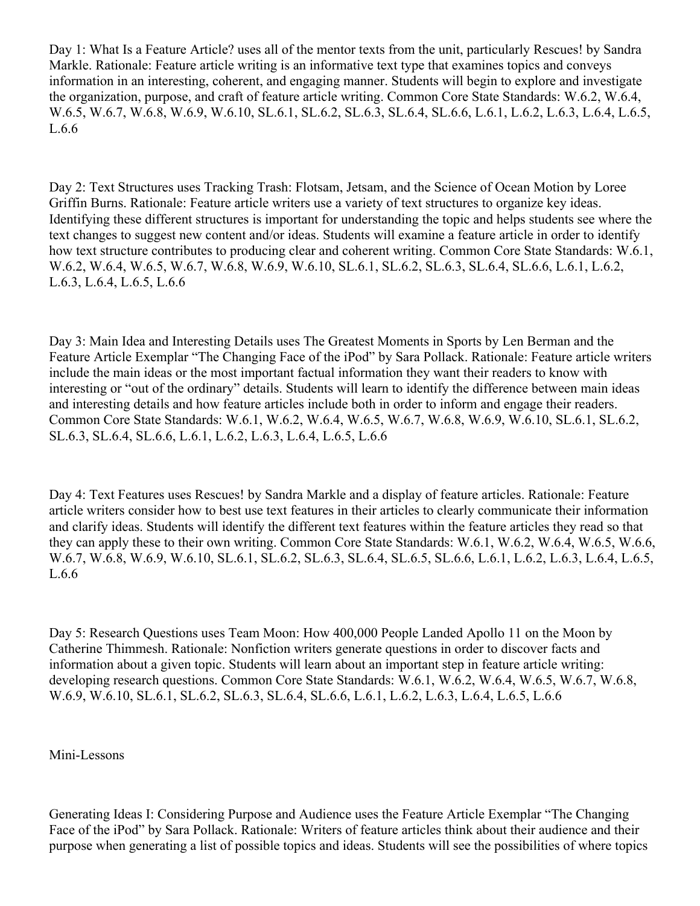Day 1: What Is a Feature Article? uses all of the mentor texts from the unit, particularly Rescues! by Sandra Markle. Rationale: Feature article writing is an informative text type that examines topics and conveys information in an interesting, coherent, and engaging manner. Students will begin to explore and investigate the organization, purpose, and craft of feature article writing. Common Core State Standards: W.6.2, W.6.4, W.6.5, W.6.7, W.6.8, W.6.9, W.6.10, SL.6.1, SL.6.2, SL.6.3, SL.6.4, SL.6.6, L.6.1, L.6.2, L.6.3, L.6.4, L.6.5, L.6.6

Day 2: Text Structures uses Tracking Trash: Flotsam, Jetsam, and the Science of Ocean Motion by Loree Griffin Burns. Rationale: Feature article writers use a variety of text structures to organize key ideas. Identifying these different structures is important for understanding the topic and helps students see where the text changes to suggest new content and/or ideas. Students will examine a feature article in order to identify how text structure contributes to producing clear and coherent writing. Common Core State Standards: W.6.1, W.6.2, W.6.4, W.6.5, W.6.7, W.6.8, W.6.9, W.6.10, SL.6.1, SL.6.2, SL.6.3, SL.6.4, SL.6.6, L.6.1, L.6.2, L.6.3, L.6.4, L.6.5, L.6.6

Day 3: Main Idea and Interesting Details uses The Greatest Moments in Sports by Len Berman and the Feature Article Exemplar "The Changing Face of the iPod" by Sara Pollack. Rationale: Feature article writers include the main ideas or the most important factual information they want their readers to know with interesting or "out of the ordinary" details. Students will learn to identify the difference between main ideas and interesting details and how feature articles include both in order to inform and engage their readers. Common Core State Standards: W.6.1, W.6.2, W.6.4, W.6.5, W.6.7, W.6.8, W.6.9, W.6.10, SL.6.1, SL.6.2, SL.6.3, SL.6.4, SL.6.6, L.6.1, L.6.2, L.6.3, L.6.4, L.6.5, L.6.6

Day 4: Text Features uses Rescues! by Sandra Markle and a display of feature articles. Rationale: Feature article writers consider how to best use text features in their articles to clearly communicate their information and clarify ideas. Students will identify the different text features within the feature articles they read so that they can apply these to their own writing. Common Core State Standards: W.6.1, W.6.2, W.6.4, W.6.5, W.6.6, W.6.7, W.6.8, W.6.9, W.6.10, SL.6.1, SL.6.2, SL.6.3, SL.6.4, SL.6.5, SL.6.6, L.6.1, L.6.2, L.6.3, L.6.4, L.6.5, L.6.6

Day 5: Research Questions uses Team Moon: How 400,000 People Landed Apollo 11 on the Moon by Catherine Thimmesh. Rationale: Nonfiction writers generate questions in order to discover facts and information about a given topic. Students will learn about an important step in feature article writing: developing research questions. Common Core State Standards: W.6.1, W.6.2, W.6.4, W.6.5, W.6.7, W.6.8, W.6.9, W.6.10, SL.6.1, SL.6.2, SL.6.3, SL.6.4, SL.6.6, L.6.1, L.6.2, L.6.3, L.6.4, L.6.5, L.6.6

## Mini-Lessons

Generating Ideas I: Considering Purpose and Audience uses the Feature Article Exemplar "The Changing Face of the iPod" by Sara Pollack. Rationale: Writers of feature articles think about their audience and their purpose when generating a list of possible topics and ideas. Students will see the possibilities of where topics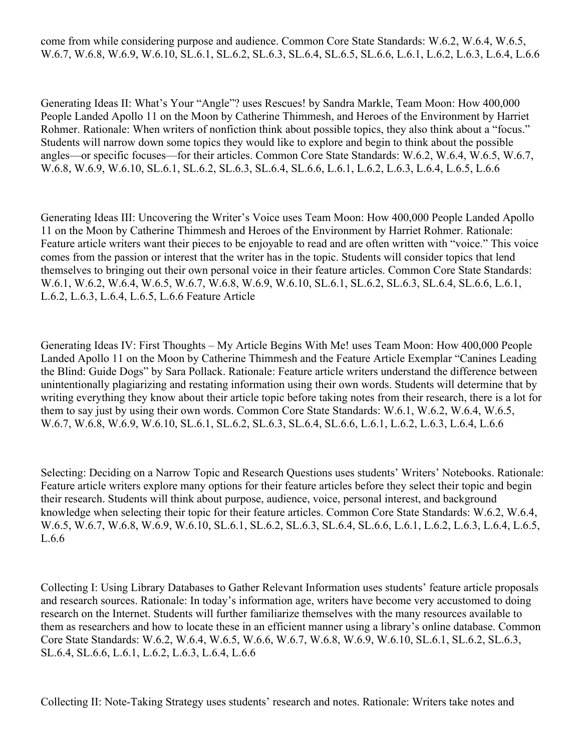come from while considering purpose and audience. Common Core State Standards: W.6.2, W.6.4, W.6.5, W.6.7, W.6.8, W.6.9, W.6.10, SL.6.1, SL.6.2, SL.6.3, SL.6.4, SL.6.5, SL.6.6, L.6.1, L.6.2, L.6.3, L.6.4, L.6.6

Generating Ideas II: What's Your "Angle"? uses Rescues! by Sandra Markle, Team Moon: How 400,000 People Landed Apollo 11 on the Moon by Catherine Thimmesh, and Heroes of the Environment by Harriet Rohmer. Rationale: When writers of nonfiction think about possible topics, they also think about a "focus." Students will narrow down some topics they would like to explore and begin to think about the possible angles—or specific focuses—for their articles. Common Core State Standards: W.6.2, W.6.4, W.6.5, W.6.7, W.6.8, W.6.9, W.6.10, SL.6.1, SL.6.2, SL.6.3, SL.6.4, SL.6.6, L.6.1, L.6.2, L.6.3, L.6.4, L.6.5, L.6.6

Generating Ideas III: Uncovering the Writer's Voice uses Team Moon: How 400,000 People Landed Apollo 11 on the Moon by Catherine Thimmesh and Heroes of the Environment by Harriet Rohmer. Rationale: Feature article writers want their pieces to be enjoyable to read and are often written with "voice." This voice comes from the passion or interest that the writer has in the topic. Students will consider topics that lend themselves to bringing out their own personal voice in their feature articles. Common Core State Standards: W.6.1, W.6.2, W.6.4, W.6.5, W.6.7, W.6.8, W.6.9, W.6.10, SL.6.1, SL.6.2, SL.6.3, SL.6.4, SL.6.6, L.6.1, L.6.2, L.6.3, L.6.4, L.6.5, L.6.6 Feature Article

Generating Ideas IV: First Thoughts – My Article Begins With Me! uses Team Moon: How 400,000 People Landed Apollo 11 on the Moon by Catherine Thimmesh and the Feature Article Exemplar "Canines Leading the Blind: Guide Dogs" by Sara Pollack. Rationale: Feature article writers understand the difference between unintentionally plagiarizing and restating information using their own words. Students will determine that by writing everything they know about their article topic before taking notes from their research, there is a lot for them to say just by using their own words. Common Core State Standards: W.6.1, W.6.2, W.6.4, W.6.5, W.6.7, W.6.8, W.6.9, W.6.10, SL.6.1, SL.6.2, SL.6.3, SL.6.4, SL.6.6, L.6.1, L.6.2, L.6.3, L.6.4, L.6.6

Selecting: Deciding on a Narrow Topic and Research Questions uses students' Writers' Notebooks. Rationale: Feature article writers explore many options for their feature articles before they select their topic and begin their research. Students will think about purpose, audience, voice, personal interest, and background knowledge when selecting their topic for their feature articles. Common Core State Standards: W.6.2, W.6.4, W.6.5, W.6.7, W.6.8, W.6.9, W.6.10, SL.6.1, SL.6.2, SL.6.3, SL.6.4, SL.6.6, L.6.1, L.6.2, L.6.3, L.6.4, L.6.5, L.6.6

Collecting I: Using Library Databases to Gather Relevant Information uses students' feature article proposals and research sources. Rationale: In today's information age, writers have become very accustomed to doing research on the Internet. Students will further familiarize themselves with the many resources available to them as researchers and how to locate these in an efficient manner using a library's online database. Common Core State Standards: W.6.2, W.6.4, W.6.5, W.6.6, W.6.7, W.6.8, W.6.9, W.6.10, SL.6.1, SL.6.2, SL.6.3, SL.6.4, SL.6.6, L.6.1, L.6.2, L.6.3, L.6.4, L.6.6

Collecting II: Note-Taking Strategy uses students' research and notes. Rationale: Writers take notes and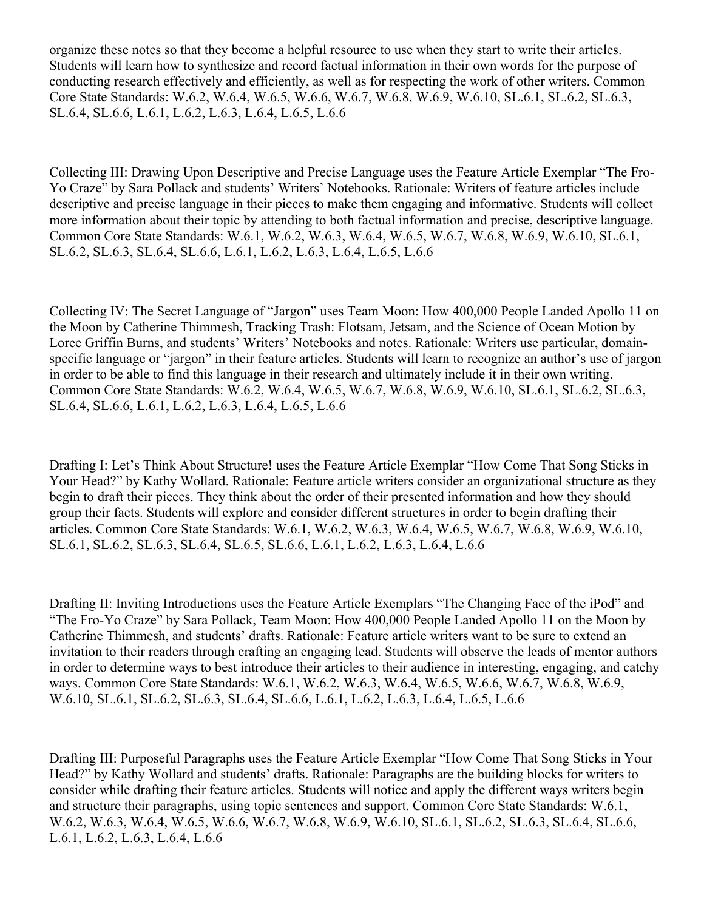organize these notes so that they become a helpful resource to use when they start to write their articles. Students will learn how to synthesize and record factual information in their own words for the purpose of conducting research effectively and efficiently, as well as for respecting the work of other writers. Common Core State Standards: W.6.2, W.6.4, W.6.5, W.6.6, W.6.7, W.6.8, W.6.9, W.6.10, SL.6.1, SL.6.2, SL.6.3, SL.6.4, SL.6.6, L.6.1, L.6.2, L.6.3, L.6.4, L.6.5, L.6.6

Collecting III: Drawing Upon Descriptive and Precise Language uses the Feature Article Exemplar "The Fro-Yo Craze" by Sara Pollack and students' Writers' Notebooks. Rationale: Writers of feature articles include descriptive and precise language in their pieces to make them engaging and informative. Students will collect more information about their topic by attending to both factual information and precise, descriptive language. Common Core State Standards: W.6.1, W.6.2, W.6.3, W.6.4, W.6.5, W.6.7, W.6.8, W.6.9, W.6.10, SL.6.1, SL.6.2, SL.6.3, SL.6.4, SL.6.6, L.6.1, L.6.2, L.6.3, L.6.4, L.6.5, L.6.6

Collecting IV: The Secret Language of "Jargon" uses Team Moon: How 400,000 People Landed Apollo 11 on the Moon by Catherine Thimmesh, Tracking Trash: Flotsam, Jetsam, and the Science of Ocean Motion by Loree Griffin Burns, and students' Writers' Notebooks and notes. Rationale: Writers use particular, domain-specific language or "jargon" in their feature articles. Students will learn to recognize an author's use of jargon in order to be able to find this language in their research and ultimately include it in their own writing. Common Core State Standards: W.6.2, W.6.4, W.6.5, W.6.7, W.6.8, W.6.9, W.6.10, SL.6.1, SL.6.2, SL.6.3, SL.6.4, SL.6.6, L.6.1, L.6.2, L.6.3, L.6.4, L.6.5, L.6.6

Drafting I: Let's Think About Structure! uses the Feature Article Exemplar "How Come That Song Sticks in Your Head?" by Kathy Wollard. Rationale: Feature article writers consider an organizational structure as they begin to draft their pieces. They think about the order of their presented information and how they should group their facts. Students will explore and consider different structures in order to begin drafting their articles. Common Core State Standards: W.6.1, W.6.2, W.6.3, W.6.4, W.6.5, W.6.7, W.6.8, W.6.9, W.6.10, SL.6.1, SL.6.2, SL.6.3, SL.6.4, SL.6.5, SL.6.6, L.6.1, L.6.2, L.6.3, L.6.4, L.6.6

Drafting II: Inviting Introductions uses the Feature Article Exemplars "The Changing Face of the iPod" and "The Fro-Yo Craze" by Sara Pollack, Team Moon: How 400,000 People Landed Apollo 11 on the Moon by Catherine Thimmesh, and students' drafts. Rationale: Feature article writers want to be sure to extend an invitation to their readers through crafting an engaging lead. Students will observe the leads of mentor authors in order to determine ways to best introduce their articles to their audience in interesting, engaging, and catchy ways. Common Core State Standards: W.6.1, W.6.2, W.6.3, W.6.4, W.6.5, W.6.6, W.6.7, W.6.8, W.6.9, W.6.10, SL.6.1, SL.6.2, SL.6.3, SL.6.4, SL.6.6, L.6.1, L.6.2, L.6.3, L.6.4, L.6.5, L.6.6

Drafting III: Purposeful Paragraphs uses the Feature Article Exemplar "How Come That Song Sticks in Your Head?" by Kathy Wollard and students' drafts. Rationale: Paragraphs are the building blocks for writers to consider while drafting their feature articles. Students will notice and apply the different ways writers begin and structure their paragraphs, using topic sentences and support. Common Core State Standards: W.6.1, W.6.2, W.6.3, W.6.4, W.6.5, W.6.6, W.6.7, W.6.8, W.6.9, W.6.10, SL.6.1, SL.6.2, SL.6.3, SL.6.4, SL.6.6, L.6.1, L.6.2, L.6.3, L.6.4, L.6.6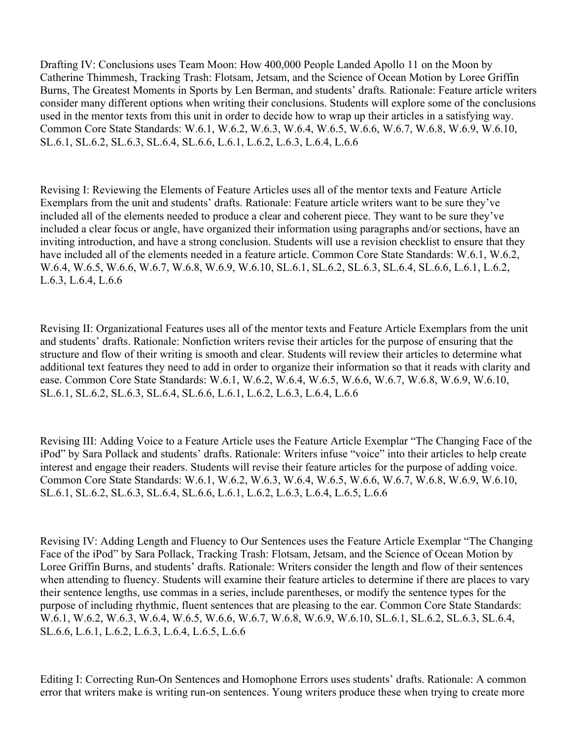Drafting IV: Conclusions uses Team Moon: How 400,000 People Landed Apollo 11 on the Moon by Catherine Thimmesh, Tracking Trash: Flotsam, Jetsam, and the Science of Ocean Motion by Loree Griffin Burns, The Greatest Moments in Sports by Len Berman, and students' drafts. Rationale: Feature article writers consider many different options when writing their conclusions. Students will explore some of the conclusions used in the mentor texts from this unit in order to decide how to wrap up their articles in a satisfying way. Common Core State Standards: W.6.1, W.6.2, W.6.3, W.6.4, W.6.5, W.6.6, W.6.7, W.6.8, W.6.9, W.6.10, SL.6.1, SL.6.2, SL.6.3, SL.6.4, SL.6.6, L.6.1, L.6.2, L.6.3, L.6.4, L.6.6

Revising I: Reviewing the Elements of Feature Articles uses all of the mentor texts and Feature Article Exemplars from the unit and students' drafts. Rationale: Feature article writers want to be sure they've included all of the elements needed to produce a clear and coherent piece. They want to be sure they've included a clear focus or angle, have organized their information using paragraphs and/or sections, have an inviting introduction, and have a strong conclusion. Students will use a revision checklist to ensure that they have included all of the elements needed in a feature article. Common Core State Standards: W.6.1, W.6.2, W.6.4, W.6.5, W.6.6, W.6.7, W.6.8, W.6.9, W.6.10, SL.6.1, SL.6.2, SL.6.3, SL.6.4, SL.6.6, L.6.1, L.6.2, L.6.3, L.6.4, L.6.6

Revising II: Organizational Features uses all of the mentor texts and Feature Article Exemplars from the unit and students' drafts. Rationale: Nonfiction writers revise their articles for the purpose of ensuring that the structure and flow of their writing is smooth and clear. Students will review their articles to determine what additional text features they need to add in order to organize their information so that it reads with clarity and ease. Common Core State Standards: W.6.1, W.6.2, W.6.4, W.6.5, W.6.6, W.6.7, W.6.8, W.6.9, W.6.10, SL.6.1, SL.6.2, SL.6.3, SL.6.4, SL.6.6, L.6.1, L.6.2, L.6.3, L.6.4, L.6.6

Revising III: Adding Voice to a Feature Article uses the Feature Article Exemplar "The Changing Face of the iPod" by Sara Pollack and students' drafts. Rationale: Writers infuse "voice" into their articles to help create interest and engage their readers. Students will revise their feature articles for the purpose of adding voice. Common Core State Standards: W.6.1, W.6.2, W.6.3, W.6.4, W.6.5, W.6.6, W.6.7, W.6.8, W.6.9, W.6.10, SL.6.1, SL.6.2, SL.6.3, SL.6.4, SL.6.6, L.6.1, L.6.2, L.6.3, L.6.4, L.6.5, L.6.6

Revising IV: Adding Length and Fluency to Our Sentences uses the Feature Article Exemplar "The Changing Face of the iPod" by Sara Pollack, Tracking Trash: Flotsam, Jetsam, and the Science of Ocean Motion by Loree Griffin Burns, and students' drafts. Rationale: Writers consider the length and flow of their sentences when attending to fluency. Students will examine their feature articles to determine if there are places to vary their sentence lengths, use commas in a series, include parentheses, or modify the sentence types for the purpose of including rhythmic, fluent sentences that are pleasing to the ear. Common Core State Standards: W.6.1, W.6.2, W.6.3, W.6.4, W.6.5, W.6.6, W.6.7, W.6.8, W.6.9, W.6.10, SL.6.1, SL.6.2, SL.6.3, SL.6.4, SL.6.6, L.6.1, L.6.2, L.6.3, L.6.4, L.6.5, L.6.6

Editing I: Correcting Run-On Sentences and Homophone Errors uses students' drafts. Rationale: A common error that writers make is writing run-on sentences. Young writers produce these when trying to create more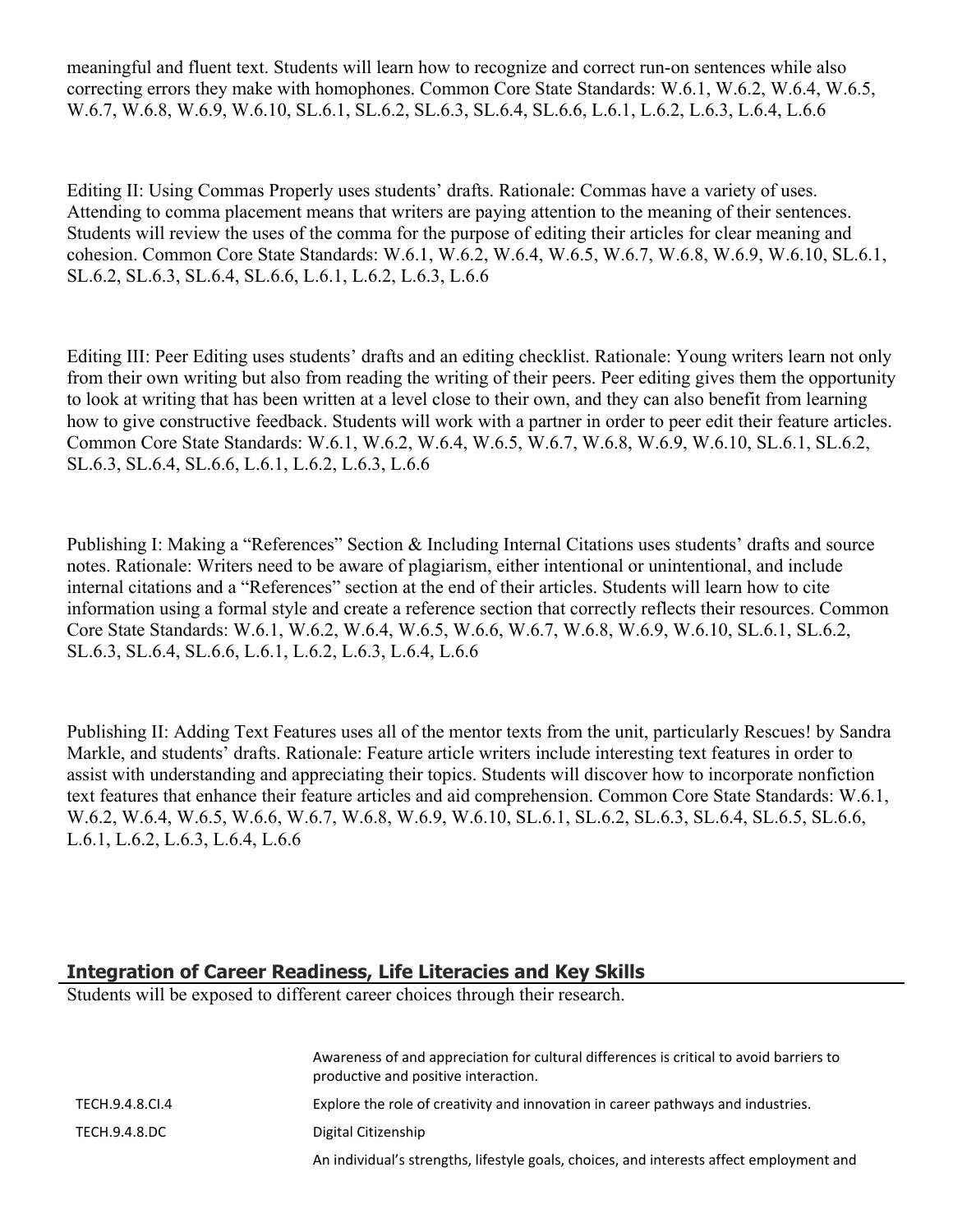meaningful and fluent text. Students will learn how to recognize and correct run-on sentences while also correcting errors they make with homophones. Common Core State Standards: W.6.1, W.6.2, W.6.4, W.6.5, W.6.7, W.6.8, W.6.9, W.6.10, SL.6.1, SL.6.2, SL.6.3, SL.6.4, SL.6.6, L.6.1, L.6.2, L.6.3, L.6.4, L.6.6

Editing II: Using Commas Properly uses students' drafts. Rationale: Commas have a variety of uses. Attending to comma placement means that writers are paying attention to the meaning of their sentences. Students will review the uses of the comma for the purpose of editing their articles for clear meaning and cohesion. Common Core State Standards: W.6.1, W.6.2, W.6.4, W.6.5, W.6.7, W.6.8, W.6.9, W.6.10, SL.6.1, SL.6.2, SL.6.3, SL.6.4, SL.6.6, L.6.1, L.6.2, L.6.3, L.6.6

Editing III: Peer Editing uses students' drafts and an editing checklist. Rationale: Young writers learn not only from their own writing but also from reading the writing of their peers. Peer editing gives them the opportunity to look at writing that has been written at a level close to their own, and they can also benefit from learning how to give constructive feedback. Students will work with a partner in order to peer edit their feature articles. Common Core State Standards: W.6.1, W.6.2, W.6.4, W.6.5, W.6.7, W.6.8, W.6.9, W.6.10, SL.6.1, SL.6.2, SL.6.3, SL.6.4, SL.6.6, L.6.1, L.6.2, L.6.3, L.6.6

Publishing I: Making a "References" Section & Including Internal Citations uses students' drafts and source notes. Rationale: Writers need to be aware of plagiarism, either intentional or unintentional, and include internal citations and a "References" section at the end of their articles. Students will learn how to cite information using a formal style and create a reference section that correctly reflects their resources. Common Core State Standards: W.6.1, W.6.2, W.6.4, W.6.5, W.6.6, W.6.7, W.6.8, W.6.9, W.6.10, SL.6.1, SL.6.2, SL.6.3, SL.6.4, SL.6.6, L.6.1, L.6.2, L.6.3, L.6.4, L.6.6

Publishing II: Adding Text Features uses all of the mentor texts from the unit, particularly Rescues! by Sandra Markle, and students' drafts. Rationale: Feature article writers include interesting text features in order to assist with understanding and appreciating their topics. Students will discover how to incorporate nonfiction text features that enhance their feature articles and aid comprehension. Common Core State Standards: W.6.1, W.6.2, W.6.4, W.6.5, W.6.6, W.6.7, W.6.8, W.6.9, W.6.10, SL.6.1, SL.6.2, SL.6.3, SL.6.4, SL.6.5, SL.6.6, L.6.1, L.6.2, L.6.3, L.6.4, L.6.6

## Integration of Career Readiness, Life Literacies and Key Skills

Students will be exposed to different career choices through their research.

| | |
|---|---|
| | Awareness of and appreciation for cultural differences is critical to avoid barriers to productive and positive interaction. |
| TECH.9.4.8.CI.4 | Explore the role of creativity and innovation in career pathways and industries. |
| TECH.9.4.8.DC | Digital Citizenship |
| | An individual's strengths, lifestyle goals, choices, and interests affect employment and |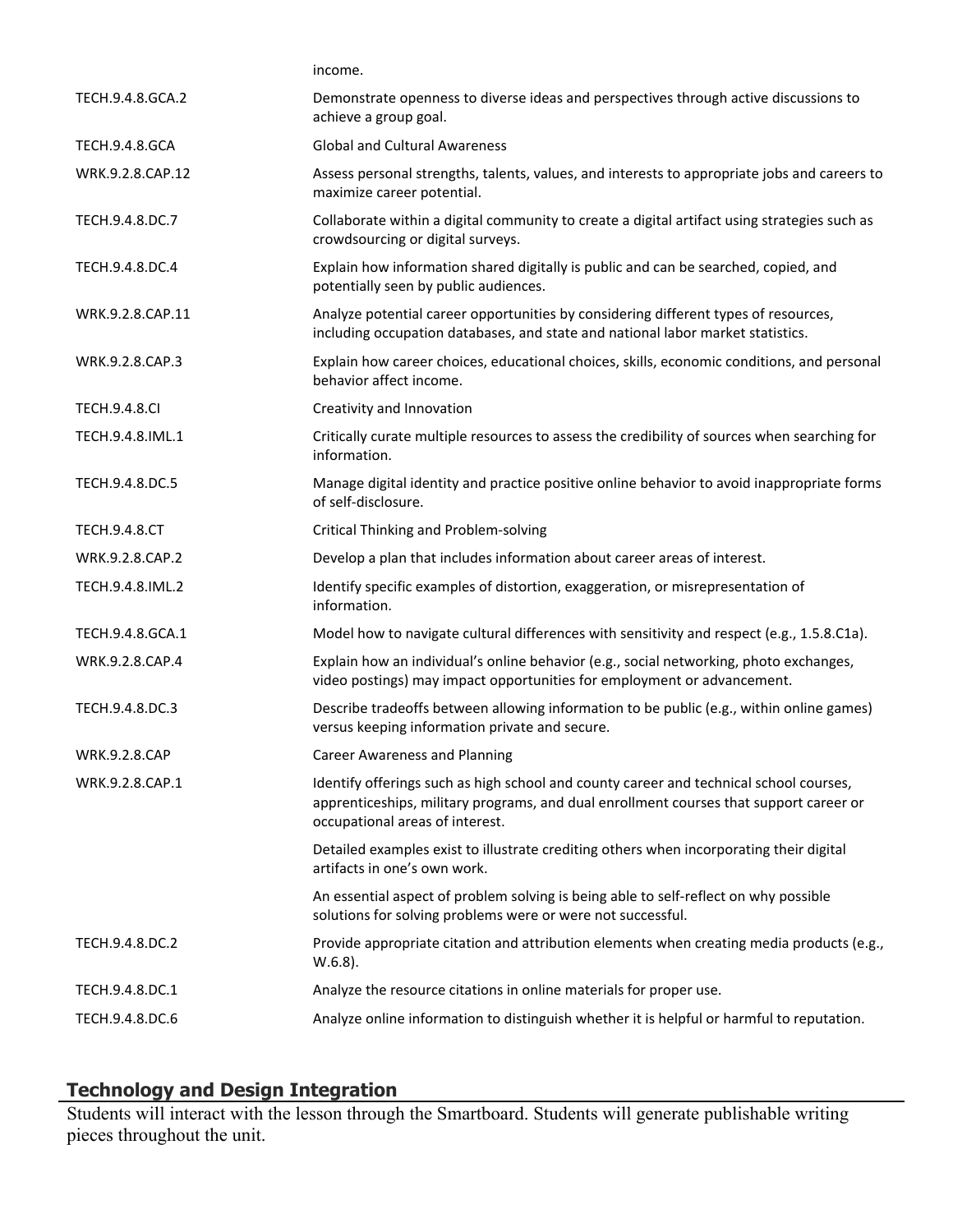| | |
|---|---|
| | income. |
| TECH.9.4.8.GCA.2 | Demonstrate openness to diverse ideas and perspectives through active discussions to achieve a group goal. |
| TECH.9.4.8.GCA | Global and Cultural Awareness |
| WRK.9.2.8.CAP.12 | Assess personal strengths, talents, values, and interests to appropriate jobs and careers to maximize career potential. |
| TECH.9.4.8.DC.7 | Collaborate within a digital community to create a digital artifact using strategies such as crowdsourcing or digital surveys. |
| TECH.9.4.8.DC.4 | Explain how information shared digitally is public and can be searched, copied, and potentially seen by public audiences. |
| WRK.9.2.8.CAP.11 | Analyze potential career opportunities by considering different types of resources, including occupation databases, and state and national labor market statistics. |
| WRK.9.2.8.CAP.3 | Explain how career choices, educational choices, skills, economic conditions, and personal behavior affect income. |
| TECH.9.4.8.CI | Creativity and Innovation |
| TECH.9.4.8.IML.1 | Critically curate multiple resources to assess the credibility of sources when searching for information. |
| TECH.9.4.8.DC.5 | Manage digital identity and practice positive online behavior to avoid inappropriate forms of self-disclosure. |
| TECH.9.4.8.CT | Critical Thinking and Problem-solving |
| WRK.9.2.8.CAP.2 | Develop a plan that includes information about career areas of interest. |
| TECH.9.4.8.IML.2 | Identify specific examples of distortion, exaggeration, or misrepresentation of information. |
| TECH.9.4.8.GCA.1 | Model how to navigate cultural differences with sensitivity and respect (e.g., 1.5.8.C1a). |
| WRK.9.2.8.CAP.4 | Explain how an individual's online behavior (e.g., social networking, photo exchanges, video postings) may impact opportunities for employment or advancement. |
| TECH.9.4.8.DC.3 | Describe tradeoffs between allowing information to be public (e.g., within online games) versus keeping information private and secure. |
| WRK.9.2.8.CAP | Career Awareness and Planning |
| WRK.9.2.8.CAP.1 | Identify offerings such as high school and county career and technical school courses, apprenticeships, military programs, and dual enrollment courses that support career or occupational areas of interest. |
| | Detailed examples exist to illustrate crediting others when incorporating their digital artifacts in one's own work. |
| | An essential aspect of problem solving is being able to self-reflect on why possible solutions for solving problems were or were not successful. |
| TECH.9.4.8.DC.2 | Provide appropriate citation and attribution elements when creating media products (e.g., W.6.8). |
| TECH.9.4.8.DC.1 | Analyze the resource citations in online materials for proper use. |
| TECH.9.4.8.DC.6 | Analyze online information to distinguish whether it is helpful or harmful to reputation. |

## Technology and Design Integration

Students will interact with the lesson through the Smartboard. Students will generate publishable writing pieces throughout the unit.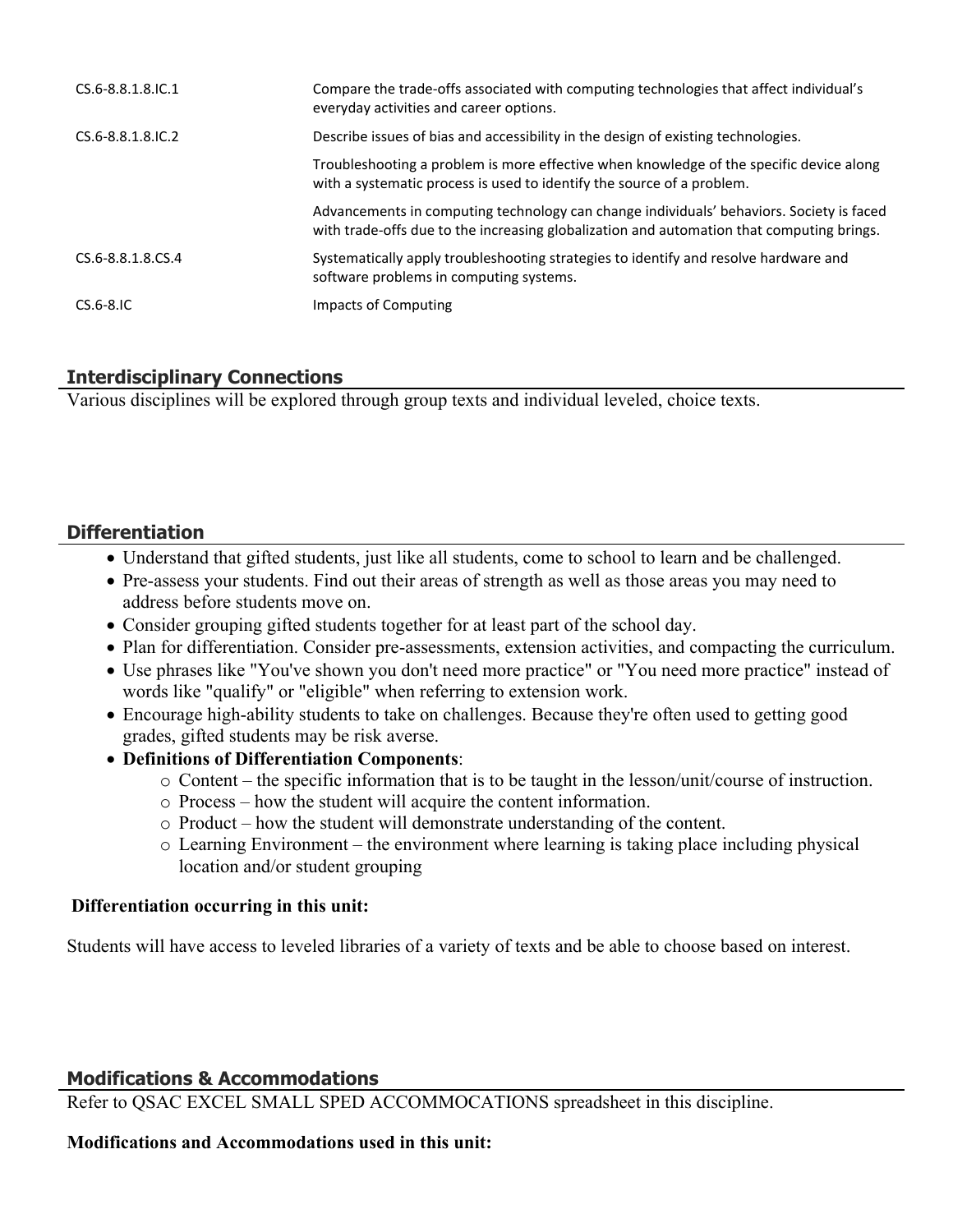| | |
|---|---|
| CS.6-8.8.1.8.IC.1 | Compare the trade-offs associated with computing technologies that affect individual's everyday activities and career options. |
| CS.6-8.8.1.8.IC.2 | Describe issues of bias and accessibility in the design of existing technologies. |
| | Troubleshooting a problem is more effective when knowledge of the specific device along with a systematic process is used to identify the source of a problem. |
| | Advancements in computing technology can change individuals' behaviors. Society is faced with trade-offs due to the increasing globalization and automation that computing brings. |
| CS.6-8.8.1.8.CS.4 | Systematically apply troubleshooting strategies to identify and resolve hardware and software problems in computing systems. |
| CS.6-8.IC | Impacts of Computing |

## Interdisciplinary Connections

Various disciplines will be explored through group texts and individual leveled, choice texts.

## Differentiation

- Understand that gifted students, just like all students, come to school to learn and be challenged.
- Pre-assess your students. Find out their areas of strength as well as those areas you may need to address before students move on.
- Consider grouping gifted students together for at least part of the school day.
- Plan for differentiation. Consider pre-assessments, extension activities, and compacting the curriculum.
- Use phrases like "You've shown you don't need more practice" or "You need more practice" instead of words like "qualify" or "eligible" when referring to extension work.
- Encourage high-ability students to take on challenges. Because they're often used to getting good grades, gifted students may be risk averse.
- **Definitions of Differentiation Components**:
  - Content – the specific information that is to be taught in the lesson/unit/course of instruction.
  - Process – how the student will acquire the content information.
  - Product – how the student will demonstrate understanding of the content.
  - Learning Environment – the environment where learning is taking place including physical location and/or student grouping

**Differentiation occurring in this unit:**

Students will have access to leveled libraries of a variety of texts and be able to choose based on interest.

## Modifications & Accommodations

Refer to QSAC EXCEL SMALL SPED ACCOMMOCATIONS spreadsheet in this discipline.

**Modifications and Accommodations used in this unit:**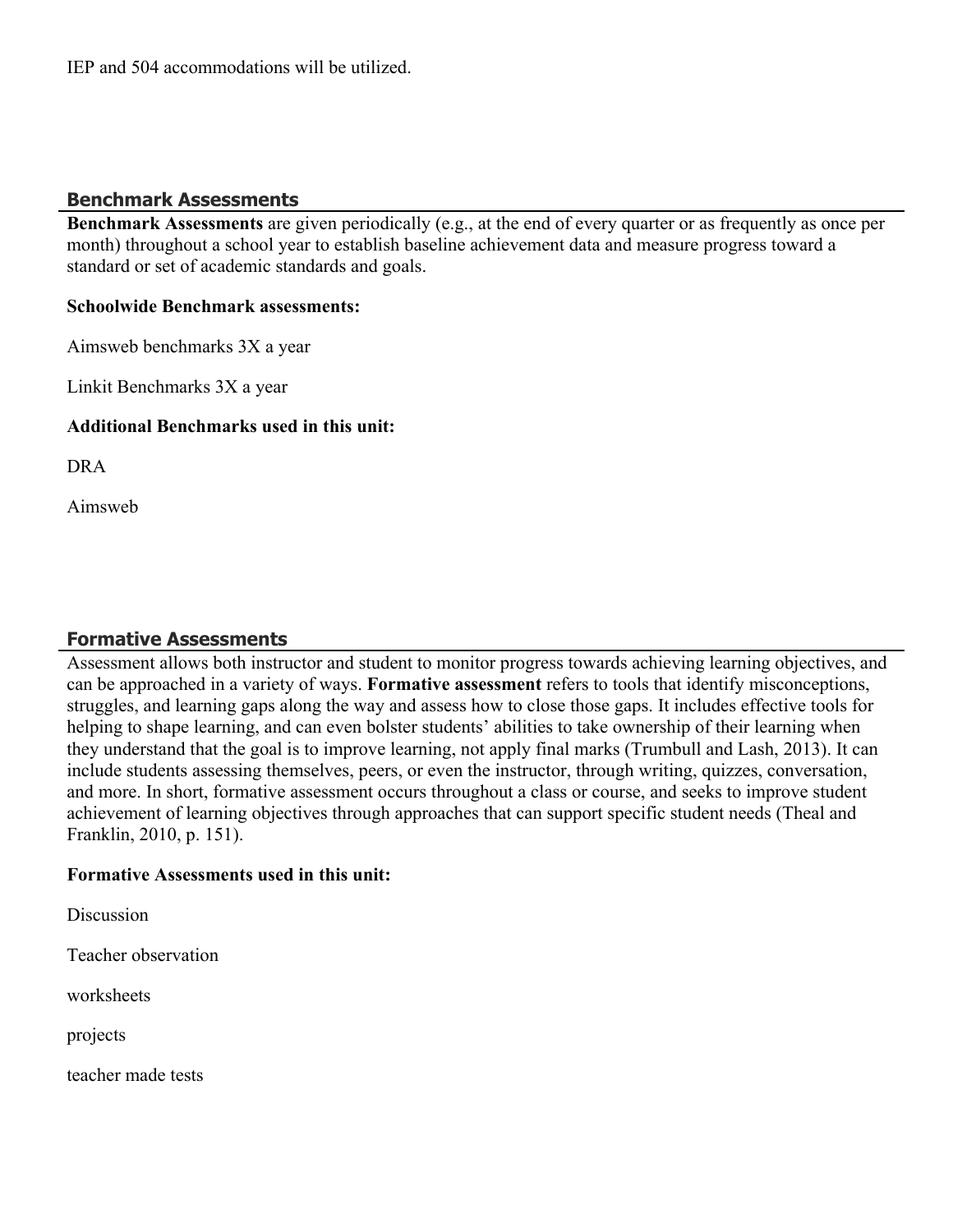IEP and 504 accommodations will be utilized.

## Benchmark Assessments

**Benchmark Assessments** are given periodically (e.g., at the end of every quarter or as frequently as once per month) throughout a school year to establish baseline achievement data and measure progress toward a standard or set of academic standards and goals.

**Schoolwide Benchmark assessments:**

Aimsweb benchmarks 3X a year

Linkit Benchmarks 3X a year

**Additional Benchmarks used in this unit:**

DRA

Aimsweb

## Formative Assessments

Assessment allows both instructor and student to monitor progress towards achieving learning objectives, and can be approached in a variety of ways. **Formative assessment** refers to tools that identify misconceptions, struggles, and learning gaps along the way and assess how to close those gaps. It includes effective tools for helping to shape learning, and can even bolster students' abilities to take ownership of their learning when they understand that the goal is to improve learning, not apply final marks (Trumbull and Lash, 2013). It can include students assessing themselves, peers, or even the instructor, through writing, quizzes, conversation, and more. In short, formative assessment occurs throughout a class or course, and seeks to improve student achievement of learning objectives through approaches that can support specific student needs (Theal and Franklin, 2010, p. 151).

**Formative Assessments used in this unit:**

Discussion

Teacher observation

worksheets

projects

teacher made tests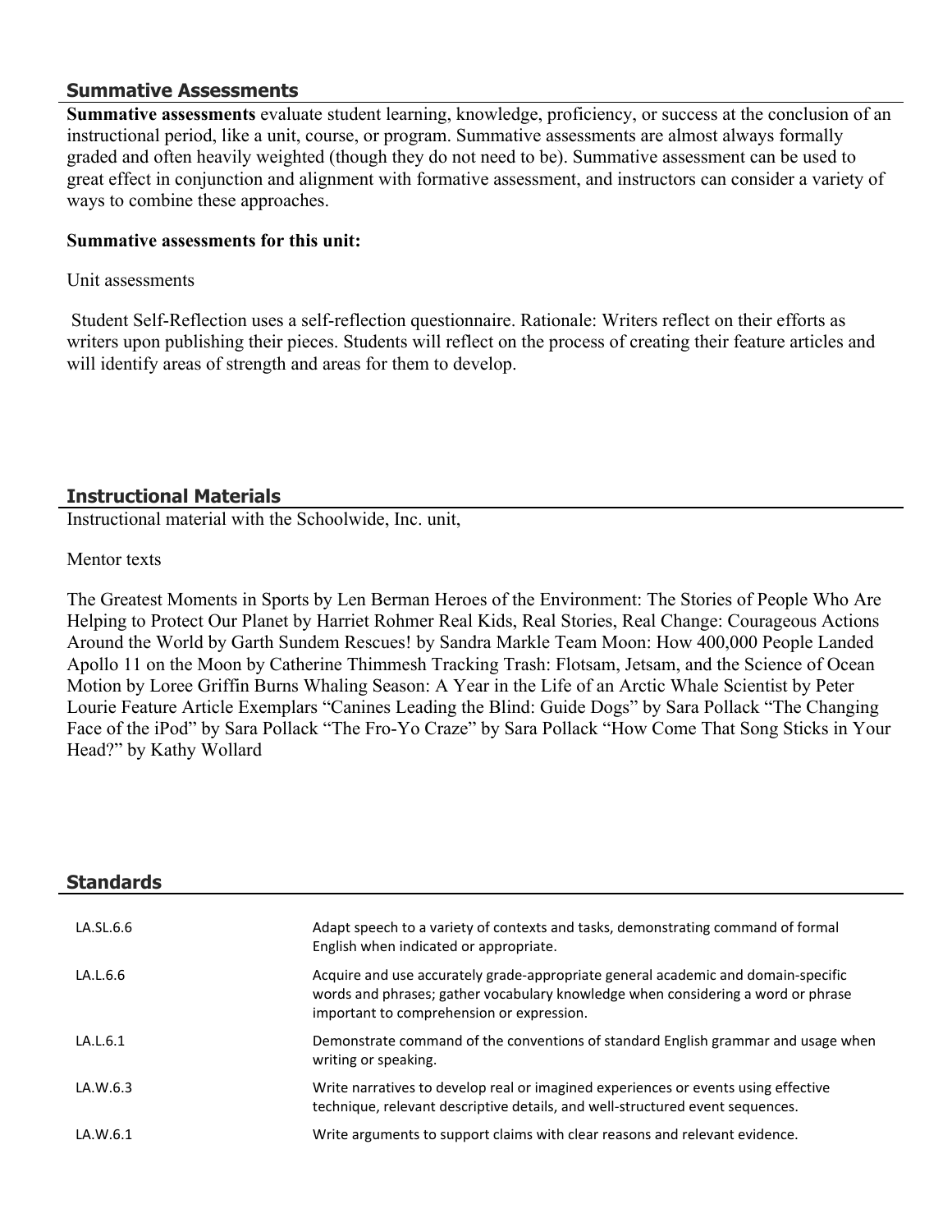## Summative Assessments

**Summative assessments** evaluate student learning, knowledge, proficiency, or success at the conclusion of an instructional period, like a unit, course, or program. Summative assessments are almost always formally graded and often heavily weighted (though they do not need to be). Summative assessment can be used to great effect in conjunction and alignment with formative assessment, and instructors can consider a variety of ways to combine these approaches.

**Summative assessments for this unit:**

Unit assessments

Student Self-Reflection uses a self-reflection questionnaire. Rationale: Writers reflect on their efforts as writers upon publishing their pieces. Students will reflect on the process of creating their feature articles and will identify areas of strength and areas for them to develop.

## Instructional Materials

Instructional material with the Schoolwide, Inc. unit,

Mentor texts

The Greatest Moments in Sports by Len Berman Heroes of the Environment: The Stories of People Who Are Helping to Protect Our Planet by Harriet Rohmer Real Kids, Real Stories, Real Change: Courageous Actions Around the World by Garth Sundem Rescues! by Sandra Markle Team Moon: How 400,000 People Landed Apollo 11 on the Moon by Catherine Thimmesh Tracking Trash: Flotsam, Jetsam, and the Science of Ocean Motion by Loree Griffin Burns Whaling Season: A Year in the Life of an Arctic Whale Scientist by Peter Lourie Feature Article Exemplars "Canines Leading the Blind: Guide Dogs" by Sara Pollack "The Changing Face of the iPod" by Sara Pollack "The Fro-Yo Craze" by Sara Pollack "How Come That Song Sticks in Your Head?" by Kathy Wollard

## Standards

| | |
|---|---|
| LA.SL.6.6 | Adapt speech to a variety of contexts and tasks, demonstrating command of formal English when indicated or appropriate. |
| LA.L.6.6 | Acquire and use accurately grade-appropriate general academic and domain-specific words and phrases; gather vocabulary knowledge when considering a word or phrase important to comprehension or expression. |
| LA.L.6.1 | Demonstrate command of the conventions of standard English grammar and usage when writing or speaking. |
| LA.W.6.3 | Write narratives to develop real or imagined experiences or events using effective technique, relevant descriptive details, and well-structured event sequences. |
| LA.W.6.1 | Write arguments to support claims with clear reasons and relevant evidence. |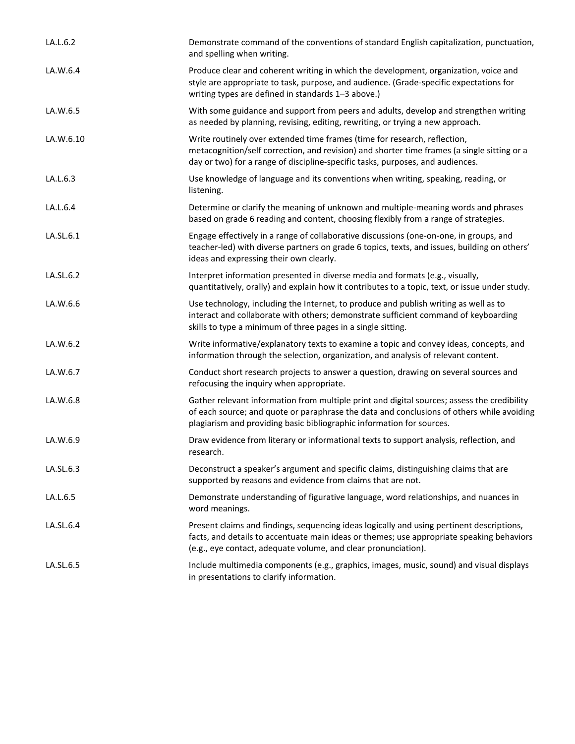| | |
|---|---|
| LA.L.6.2 | Demonstrate command of the conventions of standard English capitalization, punctuation, and spelling when writing. |
| LA.W.6.4 | Produce clear and coherent writing in which the development, organization, voice and style are appropriate to task, purpose, and audience. (Grade-specific expectations for writing types are defined in standards 1–3 above.) |
| LA.W.6.5 | With some guidance and support from peers and adults, develop and strengthen writing as needed by planning, revising, editing, rewriting, or trying a new approach. |
| LA.W.6.10 | Write routinely over extended time frames (time for research, reflection, metacognition/self correction, and revision) and shorter time frames (a single sitting or a day or two) for a range of discipline-specific tasks, purposes, and audiences. |
| LA.L.6.3 | Use knowledge of language and its conventions when writing, speaking, reading, or listening. |
| LA.L.6.4 | Determine or clarify the meaning of unknown and multiple-meaning words and phrases based on grade 6 reading and content, choosing flexibly from a range of strategies. |
| LA.SL.6.1 | Engage effectively in a range of collaborative discussions (one-on-one, in groups, and teacher-led) with diverse partners on grade 6 topics, texts, and issues, building on others' ideas and expressing their own clearly. |
| LA.SL.6.2 | Interpret information presented in diverse media and formats (e.g., visually, quantitatively, orally) and explain how it contributes to a topic, text, or issue under study. |
| LA.W.6.6 | Use technology, including the Internet, to produce and publish writing as well as to interact and collaborate with others; demonstrate sufficient command of keyboarding skills to type a minimum of three pages in a single sitting. |
| LA.W.6.2 | Write informative/explanatory texts to examine a topic and convey ideas, concepts, and information through the selection, organization, and analysis of relevant content. |
| LA.W.6.7 | Conduct short research projects to answer a question, drawing on several sources and refocusing the inquiry when appropriate. |
| LA.W.6.8 | Gather relevant information from multiple print and digital sources; assess the credibility of each source; and quote or paraphrase the data and conclusions of others while avoiding plagiarism and providing basic bibliographic information for sources. |
| LA.W.6.9 | Draw evidence from literary or informational texts to support analysis, reflection, and research. |
| LA.SL.6.3 | Deconstruct a speaker's argument and specific claims, distinguishing claims that are supported by reasons and evidence from claims that are not. |
| LA.L.6.5 | Demonstrate understanding of figurative language, word relationships, and nuances in word meanings. |
| LA.SL.6.4 | Present claims and findings, sequencing ideas logically and using pertinent descriptions, facts, and details to accentuate main ideas or themes; use appropriate speaking behaviors (e.g., eye contact, adequate volume, and clear pronunciation). |
| LA.SL.6.5 | Include multimedia components (e.g., graphics, images, music, sound) and visual displays in presentations to clarify information. |